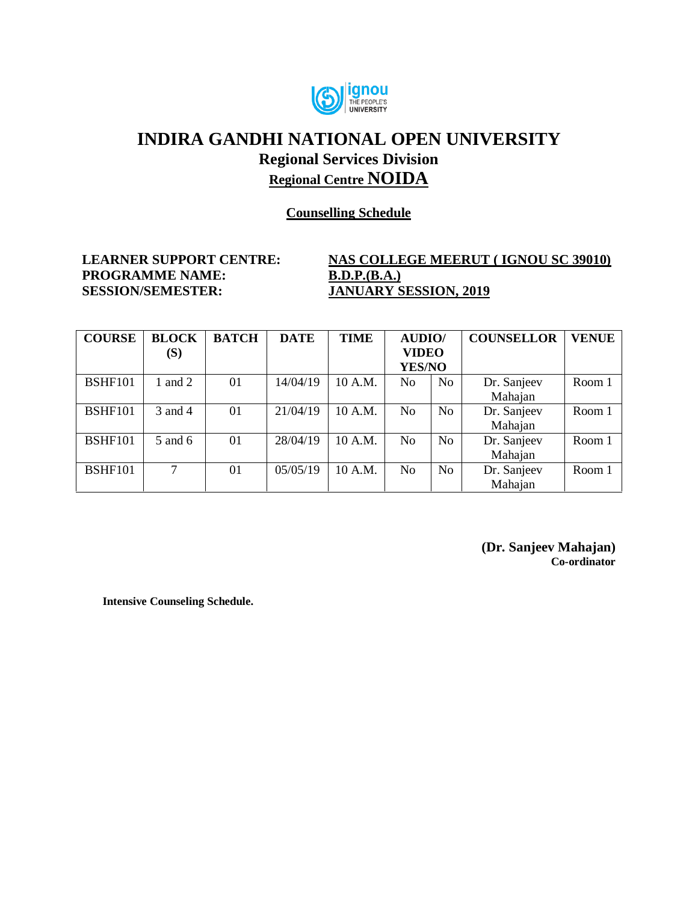# INDIRA GANDHI NATIONAL OPEN UNIVERSITY

## Regional Services Division

## Regional Centre NOIDA

### Counselling Schedule

**LEARNER SUPPORT CENTRE:** **NAS COLLEGE MEERUT ( IGNOU SC 39010)**
**PROGRAMME NAME:** **B.D.P.(B.A.)**
**SESSION/SEMESTER:** **JANUARY SESSION, 2019**

| COURSE | BLOCK (S) | BATCH | DATE | TIME | AUDIO/ VIDEO YES/NO | | COUNSELLOR | VENUE |
|---|---|---|---|---|---|---|---|---|
| BSHF101 | 1 and 2 | 01 | 14/04/19 | 10 A.M. | No | No | Dr. Sanjeev Mahajan | Room 1 |
| BSHF101 | 3 and 4 | 01 | 21/04/19 | 10 A.M. | No | No | Dr. Sanjeev Mahajan | Room 1 |
| BSHF101 | 5 and 6 | 01 | 28/04/19 | 10 A.M. | No | No | Dr. Sanjeev Mahajan | Room 1 |
| BSHF101 | 7 | 01 | 05/05/19 | 10 A.M. | No | No | Dr. Sanjeev Mahajan | Room 1 |

**(Dr. Sanjeev Mahajan)**
**Co-ordinator**

**Intensive Counseling Schedule.**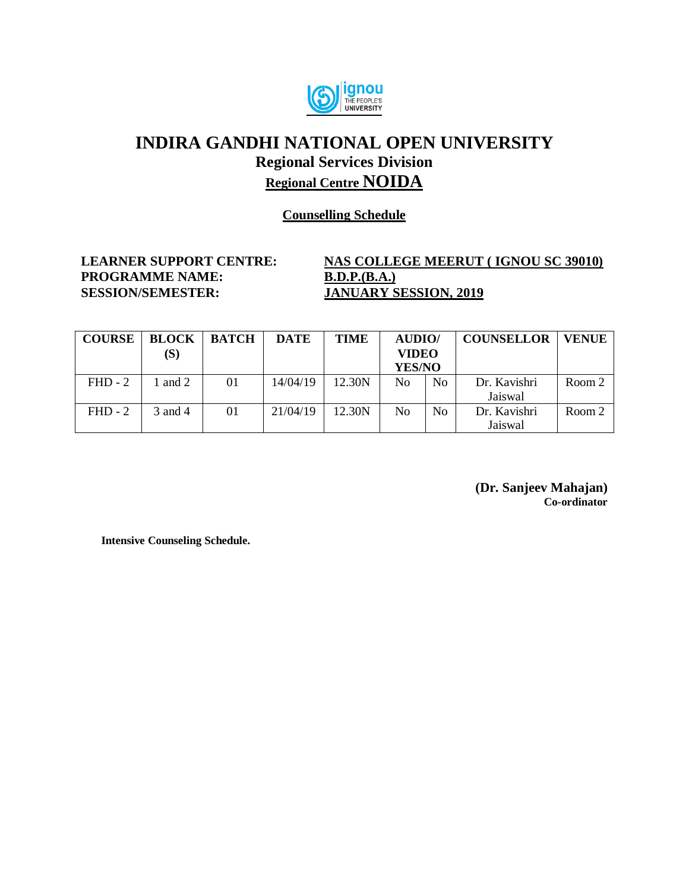# INDIRA GANDHI NATIONAL OPEN UNIVERSITY

## Regional Services Division

## Regional Centre NOIDA

**Counselling Schedule**

**LEARNER SUPPORT CENTRE:** **NAS COLLEGE MEERUT ( IGNOU SC 39010)**
**PROGRAMME NAME:** **B.D.P.(B.A.)**
**SESSION/SEMESTER:** **JANUARY SESSION, 2019**

| COURSE | BLOCK (S) | BATCH | DATE | TIME | AUDIO/ VIDEO YES/NO | | COUNSELLOR | VENUE |
|---|---|---|---|---|---|---|---|---|
| FHD - 2 | 1 and 2 | 01 | 14/04/19 | 12.30N | No | No | Dr. Kavishri Jaiswal | Room 2 |
| FHD - 2 | 3 and 4 | 01 | 21/04/19 | 12.30N | No | No | Dr. Kavishri Jaiswal | Room 2 |

**(Dr. Sanjeev Mahajan)**
**Co-ordinator**

**Intensive Counseling Schedule.**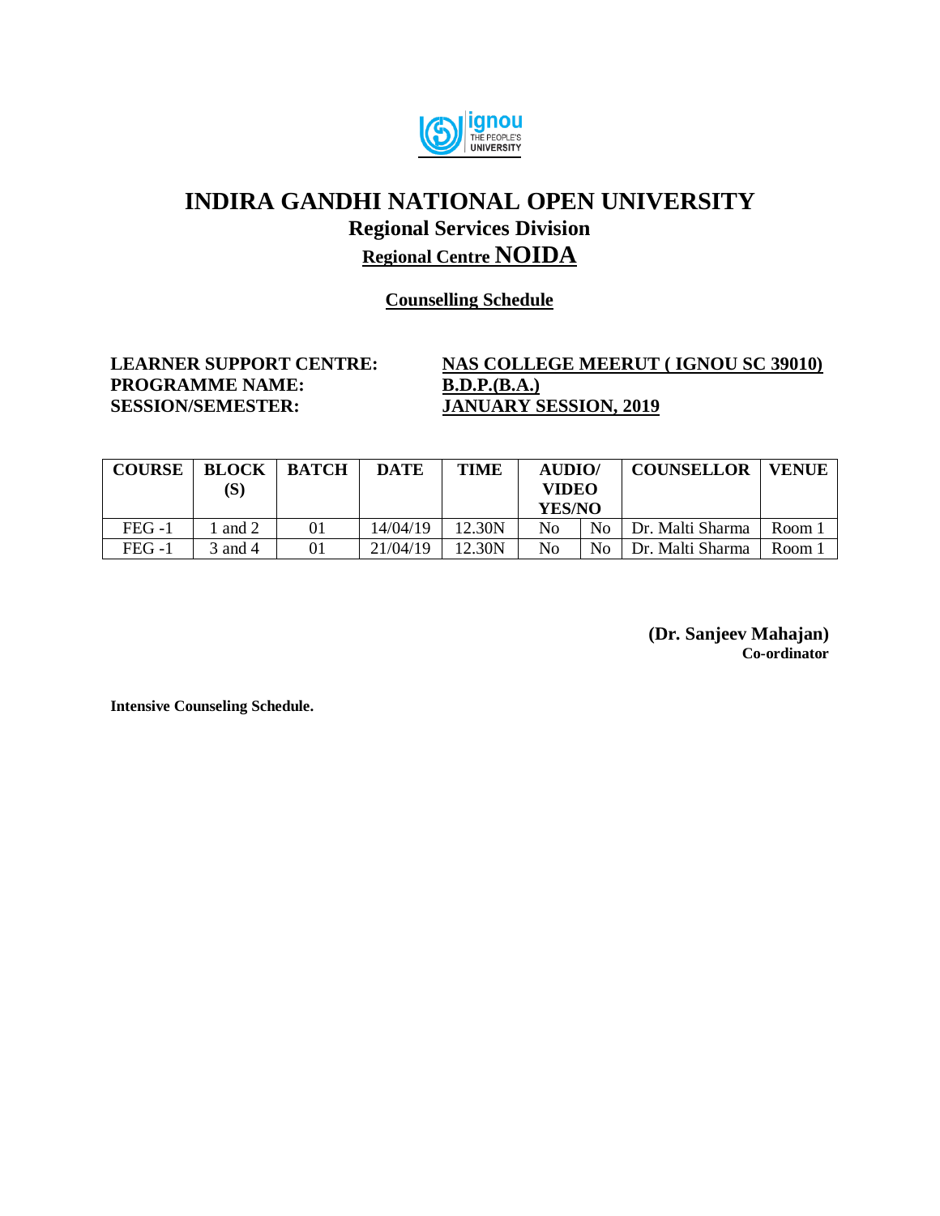# INDIRA GANDHI NATIONAL OPEN UNIVERSITY

## Regional Services Division

## Regional Centre NOIDA

**Counselling Schedule**

**LEARNER SUPPORT CENTRE:** **NAS COLLEGE MEERUT ( IGNOU SC 39010)**
**PROGRAMME NAME:** **B.D.P.(B.A.)**
**SESSION/SEMESTER:** **JANUARY SESSION, 2019**

| COURSE | BLOCK (S) | BATCH | DATE | TIME | AUDIO/ VIDEO YES/NO | | COUNSELLOR | VENUE |
|---|---|---|---|---|---|---|---|---|
| FEG -1 | 1 and 2 | 01 | 14/04/19 | 12.30N | No | No | Dr. Malti Sharma | Room 1 |
| FEG -1 | 3 and 4 | 01 | 21/04/19 | 12.30N | No | No | Dr. Malti Sharma | Room 1 |

**(Dr. Sanjeev Mahajan)**
**Co-ordinator**

**Intensive Counseling Schedule.**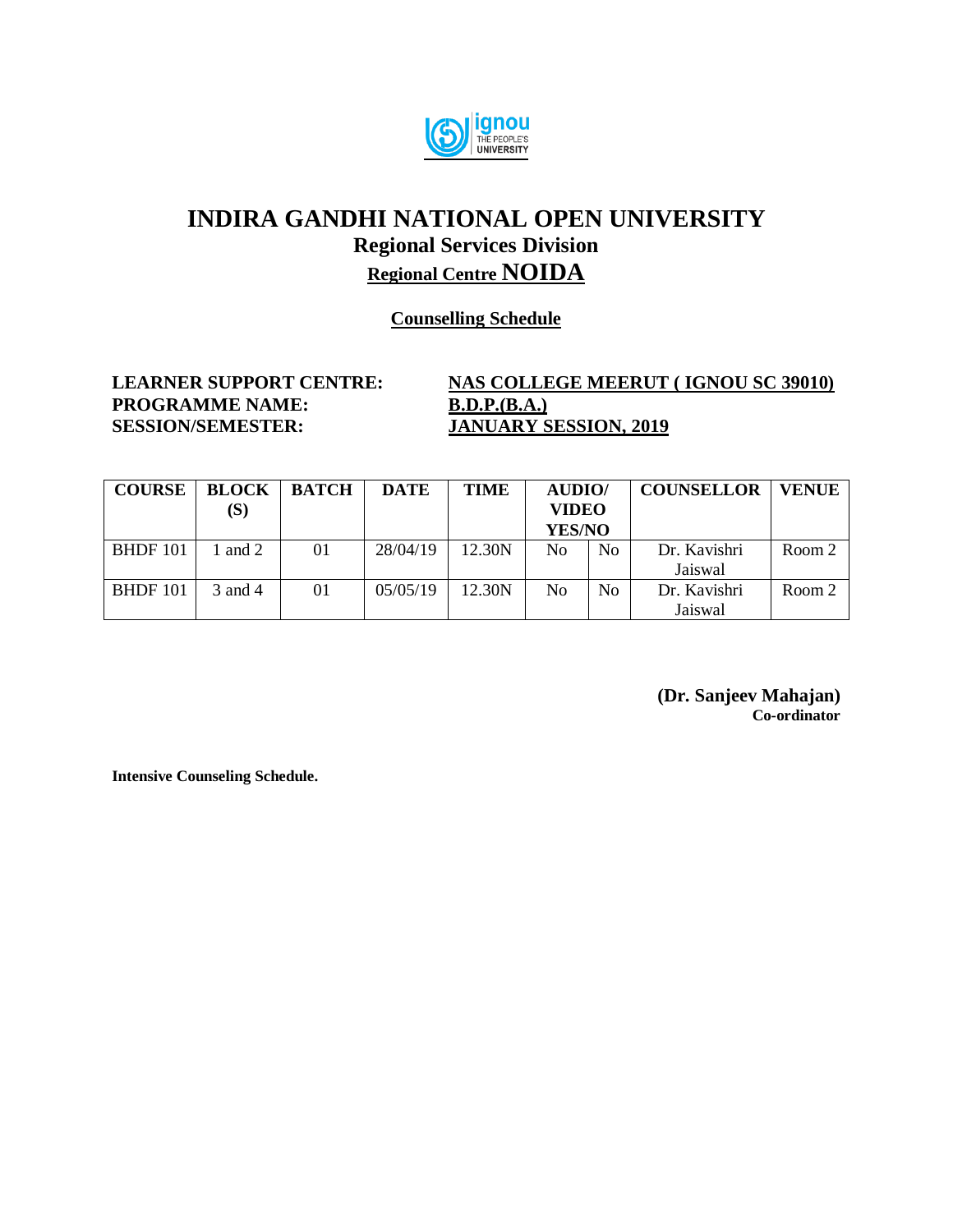# INDIRA GANDHI NATIONAL OPEN UNIVERSITY

## Regional Services Division

## Regional Centre NOIDA

**Counselling Schedule**

**LEARNER SUPPORT CENTRE:** **NAS COLLEGE MEERUT ( IGNOU SC 39010)**
**PROGRAMME NAME:** **B.D.P.(B.A.)**
**SESSION/SEMESTER:** **JANUARY SESSION, 2019**

| COURSE | BLOCK (S) | BATCH | DATE | TIME | AUDIO/ VIDEO YES/NO | | COUNSELLOR | VENUE |
|---|---|---|---|---|---|---|---|---|
| BHDF 101 | 1 and 2 | 01 | 28/04/19 | 12.30N | No | No | Dr. Kavishri Jaiswal | Room 2 |
| BHDF 101 | 3 and 4 | 01 | 05/05/19 | 12.30N | No | No | Dr. Kavishri Jaiswal | Room 2 |

**(Dr. Sanjeev Mahajan)**
**Co-ordinator**

**Intensive Counseling Schedule.**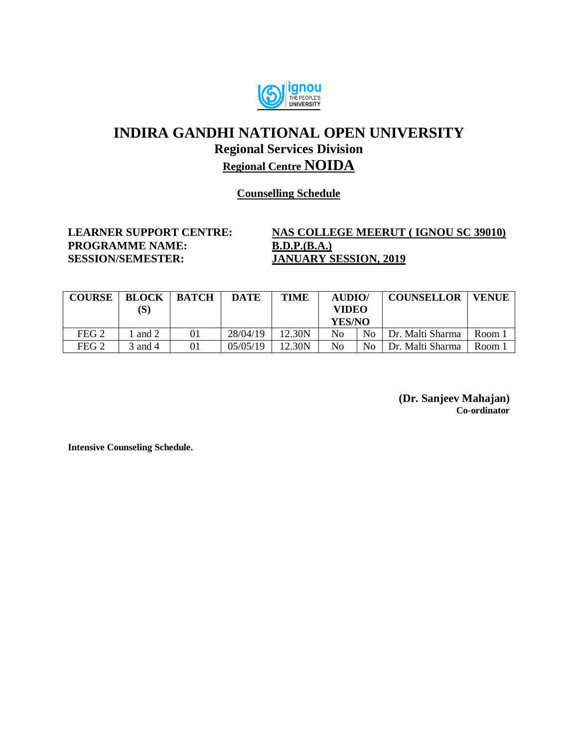# INDIRA GANDHI NATIONAL OPEN UNIVERSITY

## Regional Services Division

## Regional Centre NOIDA

### Counselling Schedule

**LEARNER SUPPORT CENTRE:** **NAS COLLEGE MEERUT ( IGNOU SC 39010)**
**PROGRAMME NAME:** **B.D.P.(B.A.)**
**SESSION/SEMESTER:** **JANUARY SESSION, 2019**

| COURSE | BLOCK (S) | BATCH | DATE | TIME | AUDIO/ VIDEO YES/NO | | COUNSELLOR | VENUE |
|---|---|---|---|---|---|---|---|---|
| FEG 2 | 1 and 2 | 01 | 28/04/19 | 12.30N | No | No | Dr. Malti Sharma | Room 1 |
| FEG 2 | 3 and 4 | 01 | 05/05/19 | 12.30N | No | No | Dr. Malti Sharma | Room 1 |

**(Dr. Sanjeev Mahajan)**
**Co-ordinator**

**Intensive Counseling Schedule.**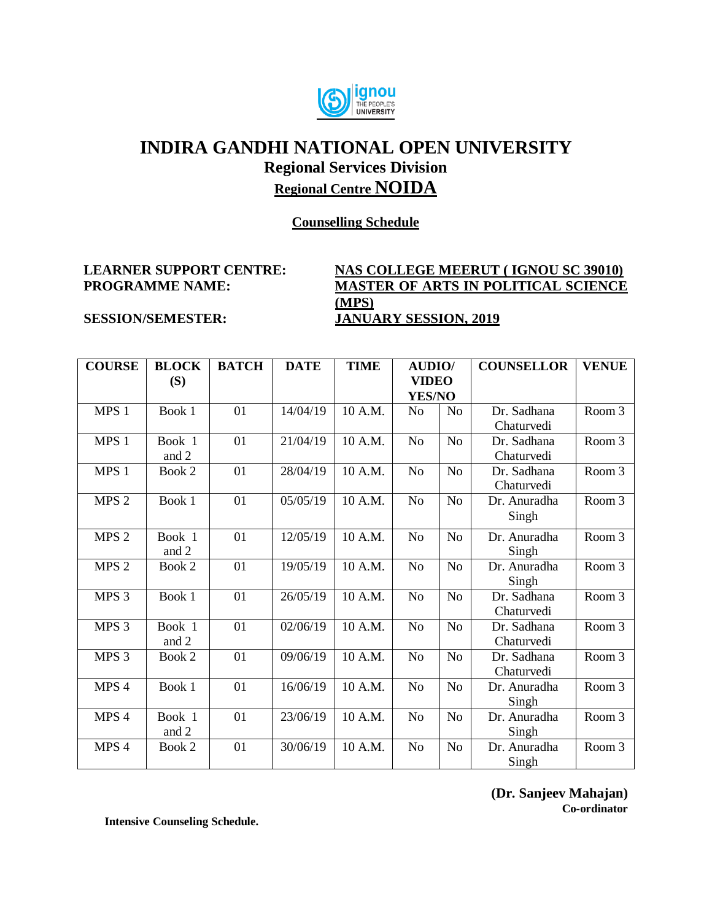# INDIRA GANDHI NATIONAL OPEN UNIVERSITY

## Regional Services Division

## Regional Centre NOIDA

**Counselling Schedule**

**LEARNER SUPPORT CENTRE:** **NAS COLLEGE MEERUT ( IGNOU SC 39010)**
**PROGRAMME NAME:** **MASTER OF ARTS IN POLITICAL SCIENCE (MPS)**
**SESSION/SEMESTER:** **JANUARY SESSION, 2019**

| COURSE | BLOCK (S) | BATCH | DATE | TIME | AUDIO/ VIDEO YES/NO | | COUNSELLOR | VENUE |
|---|---|---|---|---|---|---|---|---|
| MPS 1 | Book 1 | 01 | 14/04/19 | 10 A.M. | No | No | Dr. Sadhana Chaturvedi | Room 3 |
| MPS 1 | Book 1 and 2 | 01 | 21/04/19 | 10 A.M. | No | No | Dr. Sadhana Chaturvedi | Room 3 |
| MPS 1 | Book 2 | 01 | 28/04/19 | 10 A.M. | No | No | Dr. Sadhana Chaturvedi | Room 3 |
| MPS 2 | Book 1 | 01 | 05/05/19 | 10 A.M. | No | No | Dr. Anuradha Singh | Room 3 |
| MPS 2 | Book 1 and 2 | 01 | 12/05/19 | 10 A.M. | No | No | Dr. Anuradha Singh | Room 3 |
| MPS 2 | Book 2 | 01 | 19/05/19 | 10 A.M. | No | No | Dr. Anuradha Singh | Room 3 |
| MPS 3 | Book 1 | 01 | 26/05/19 | 10 A.M. | No | No | Dr. Sadhana Chaturvedi | Room 3 |
| MPS 3 | Book 1 and 2 | 01 | 02/06/19 | 10 A.M. | No | No | Dr. Sadhana Chaturvedi | Room 3 |
| MPS 3 | Book 2 | 01 | 09/06/19 | 10 A.M. | No | No | Dr. Sadhana Chaturvedi | Room 3 |
| MPS 4 | Book 1 | 01 | 16/06/19 | 10 A.M. | No | No | Dr. Anuradha Singh | Room 3 |
| MPS 4 | Book 1 and 2 | 01 | 23/06/19 | 10 A.M. | No | No | Dr. Anuradha Singh | Room 3 |
| MPS 4 | Book 2 | 01 | 30/06/19 | 10 A.M. | No | No | Dr. Anuradha Singh | Room 3 |

**(Dr. Sanjeev Mahajan)**
**Co-ordinator**

**Intensive Counseling Schedule.**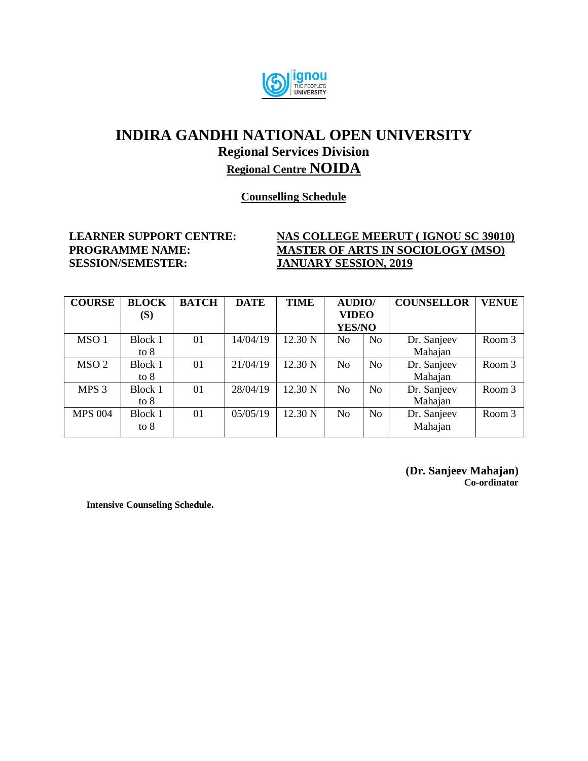# INDIRA GANDHI NATIONAL OPEN UNIVERSITY

## Regional Services Division

## Regional Centre NOIDA

**Counselling Schedule**

**LEARNER SUPPORT CENTRE:** **NAS COLLEGE MEERUT ( IGNOU SC 39010)**
**PROGRAMME NAME:** **MASTER OF ARTS IN SOCIOLOGY (MSO)**
**SESSION/SEMESTER:** **JANUARY SESSION, 2019**

| COURSE | BLOCK (S) | BATCH | DATE | TIME | AUDIO/ VIDEO YES/NO | | COUNSELLOR | VENUE |
|---|---|---|---|---|---|---|---|---|
| MSO 1 | Block 1 to 8 | 01 | 14/04/19 | 12.30 N | No | No | Dr. Sanjeev Mahajan | Room 3 |
| MSO 2 | Block 1 to 8 | 01 | 21/04/19 | 12.30 N | No | No | Dr. Sanjeev Mahajan | Room 3 |
| MPS 3 | Block 1 to 8 | 01 | 28/04/19 | 12.30 N | No | No | Dr. Sanjeev Mahajan | Room 3 |
| MPS 004 | Block 1 to 8 | 01 | 05/05/19 | 12.30 N | No | No | Dr. Sanjeev Mahajan | Room 3 |

**(Dr. Sanjeev Mahajan)**
**Co-ordinator**

**Intensive Counseling Schedule.**